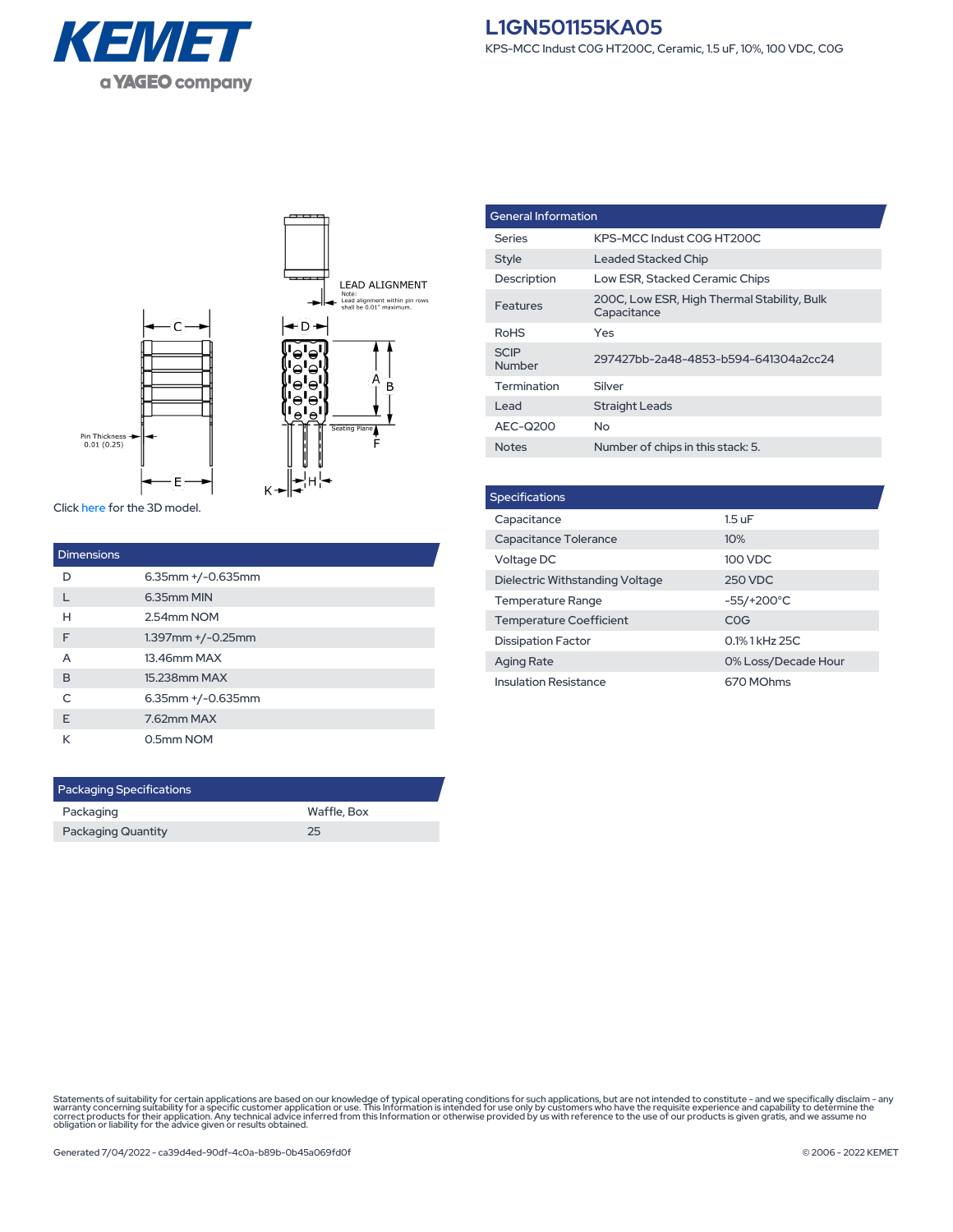# L1GN501155KA05

KPS-MCC Indust C0G HT200C, Ceramic, 1.5 uF, 10%, 100 VDC, C0G

LEAD ALIGNMENT
Note:
Lead alignment within pin rows shall be 0.01" maximum.

Pin Thickness 0.01 (0.25)

Seating Plane

Click here for the 3D model.

| Dimensions | |
|---|---|
| D | 6.35mm +/-0.635mm |
| L | 6.35mm MIN |
| H | 2.54mm NOM |
| F | 1.397mm +/-0.25mm |
| A | 13.46mm MAX |
| B | 15.238mm MAX |
| C | 6.35mm +/-0.635mm |
| E | 7.62mm MAX |
| K | 0.5mm NOM |

| Packaging Specifications | |
|---|---|
| Packaging | Waffle, Box |
| Packaging Quantity | 25 |

| General Information | |
|---|---|
| Series | KPS-MCC Indust C0G HT200C |
| Style | Leaded Stacked Chip |
| Description | Low ESR, Stacked Ceramic Chips |
| Features | 200C, Low ESR, High Thermal Stability, Bulk Capacitance |
| RoHS | Yes |
| SCIP Number | 297427bb-2a48-4853-b594-641304a2cc24 |
| Termination | Silver |
| Lead | Straight Leads |
| AEC-Q200 | No |
| Notes | Number of chips in this stack: 5. |

| Specifications | |
|---|---|
| Capacitance | 1.5 uF |
| Capacitance Tolerance | 10% |
| Voltage DC | 100 VDC |
| Dielectric Withstanding Voltage | 250 VDC |
| Temperature Range | -55/+200°C |
| Temperature Coefficient | C0G |
| Dissipation Factor | 0.1% 1 kHz 25C |
| Aging Rate | 0% Loss/Decade Hour |
| Insulation Resistance | 670 MOhms |

Statements of suitability for certain applications are based on our knowledge of typical operating conditions for such applications, but are not intended to constitute - and we specifically disclaim - any warranty concerning suitability for a specific customer application or use. This Information is intended for use only by customers who have the requisite experience and capability to determine the correct products for their application. Any technical advice inferred from this Information or otherwise provided by us with reference to the use of our products is given gratis, and we assume no obligation or liability for the advice given or results obtained.

Generated 7/04/2022 - ca39d4ed-90df-4c0a-b89b-0b45a069fd0f

© 2006 - 2022 KEMET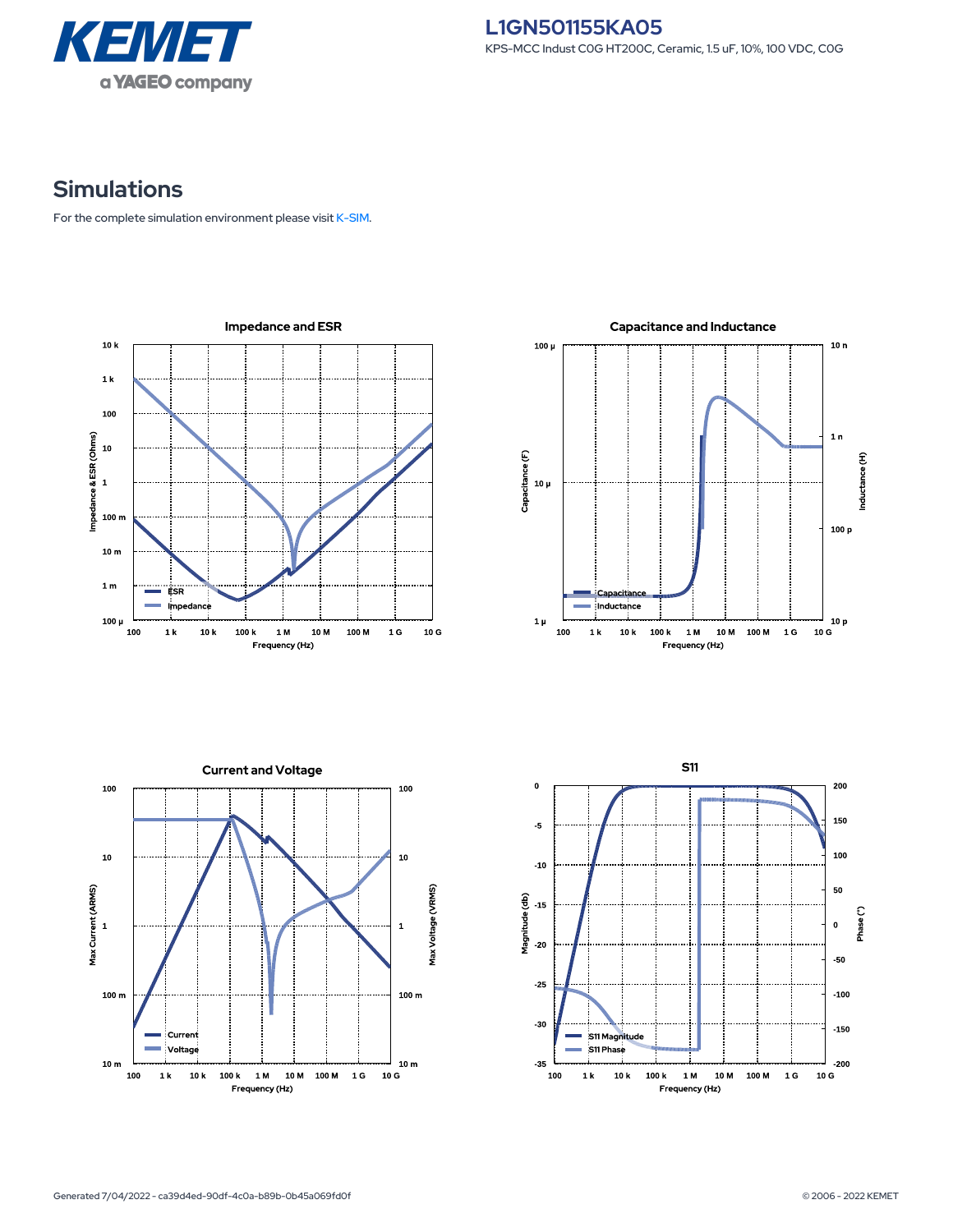# Simulations

For the complete simulation environment please visit K-SIM.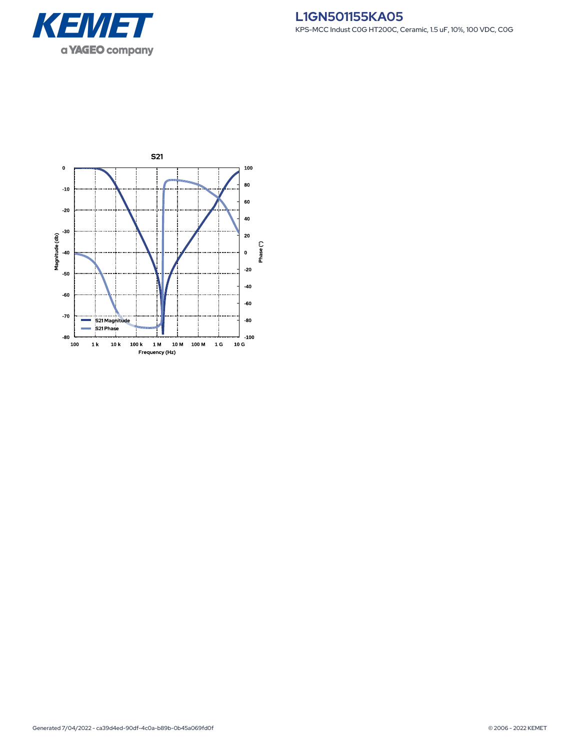**S21**

- S21 Magnitude
- S21 Phase

Magnitude (db) | Phase (°) | Frequency (Hz)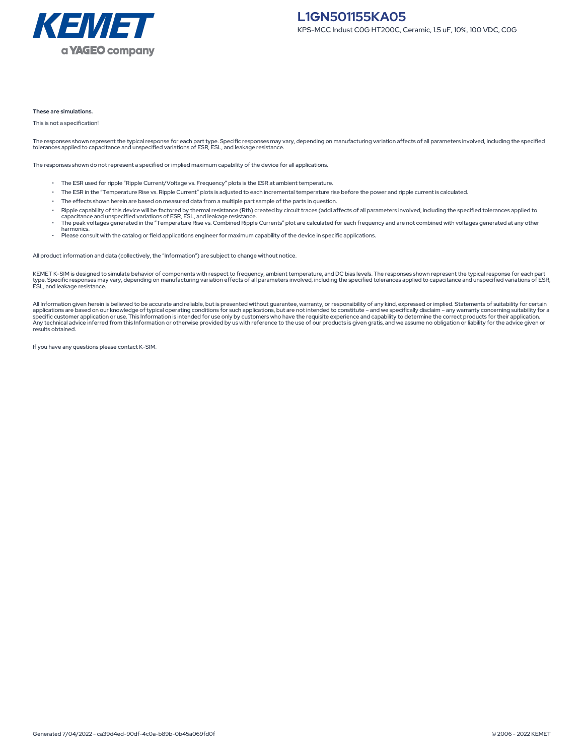# L1GN501155KA05

KPS-MCC Indust C0G HT200C, Ceramic, 1.5 uF, 10%, 100 VDC, C0G

**These are simulations.**

This is not a specification!

The responses shown represent the typical response for each part type. Specific responses may vary, depending on manufacturing variation affects of all parameters involved, including the specified tolerances applied to capacitance and unspecified variations of ESR, ESL, and leakage resistance.

The responses shown do not represent a specified or implied maximum capability of the device for all applications.

- The ESR used for ripple "Ripple Current/Voltage vs. Frequency" plots is the ESR at ambient temperature.
- The ESR in the "Temperature Rise vs. Ripple Current" plots is adjusted to each incremental temperature rise before the power and ripple current is calculated.
- The effects shown herein are based on measured data from a multiple part sample of the parts in question.
- Ripple capability of this device will be factored by thermal resistance (Rth) created by circuit traces (addi affects of all parameters involved, including the specified tolerances applied to capacitance and unspecified variations of ESR, ESL, and leakage resistance.
- The peak voltages generated in the "Temperature Rise vs. Combined Ripple Currents" plot are calculated for each frequency and are not combined with voltages generated at any other harmonics.
- Please consult with the catalog or field applications engineer for maximum capability of the device in specific applications.

All product information and data (collectively, the "Information") are subject to change without notice.

KEMET K-SIM is designed to simulate behavior of components with respect to frequency, ambient temperature, and DC bias levels. The responses shown represent the typical response for each part type. Specific responses may vary, depending on manufacturing variation effects of all parameters involved, including the specified tolerances applied to capacitance and unspecified variations of ESR, ESL, and leakage resistance.

All Information given herein is believed to be accurate and reliable, but is presented without guarantee, warranty, or responsibility of any kind, expressed or implied. Statements of suitability for certain applications are based on our knowledge of typical operating conditions for such applications, but are not intended to constitute – and we specifically disclaim – any warranty concerning suitability for a specific customer application or use. This Information is intended for use only by customers who have the requisite experience and capability to determine the correct products for their application. Any technical advice inferred from this Information or otherwise provided by us with reference to the use of our products is given gratis, and we assume no obligation or liability for the advice given or results obtained.

If you have any questions please contact K-SIM.

Generated 7/04/2022 - ca39d4ed-90df-4c0a-b89b-0b45a069fd0f

© 2006 - 2022 KEMET